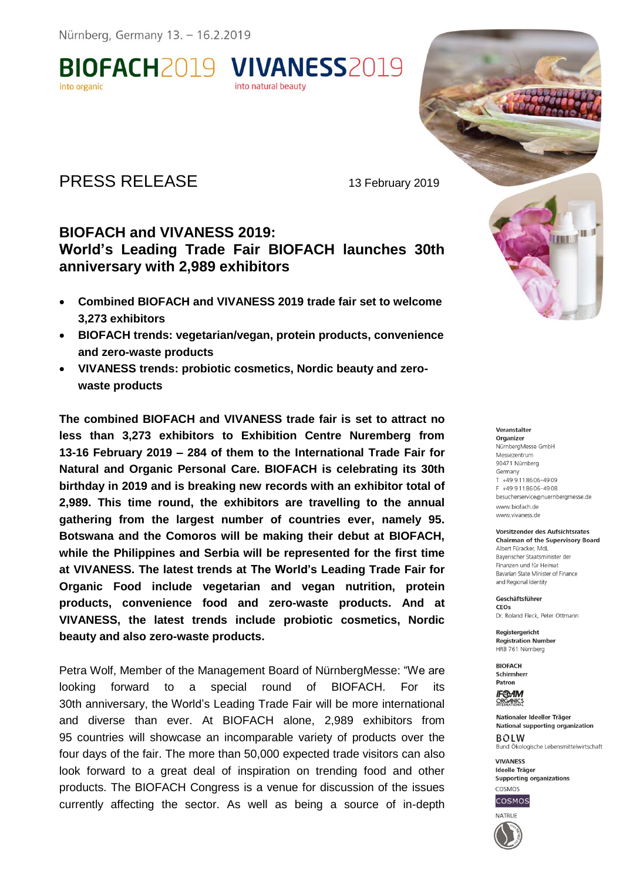Nürnberg, Germany 13. – 16.2.2019

**BIOFACH**2019 into organic **VIVANESS**2019 into natural beauty

# PRESS RELEASE

13 February 2019

## BIOFACH and VIVANESS 2019: World's Leading Trade Fair BIOFACH launches 30th anniversary with 2,989 exhibitors

- **Combined BIOFACH and VIVANESS 2019 trade fair set to welcome 3,273 exhibitors**
- **BIOFACH trends: vegetarian/vegan, protein products, convenience and zero-waste products**
- **VIVANESS trends: probiotic cosmetics, Nordic beauty and zero-waste products**

**The combined BIOFACH and VIVANESS trade fair is set to attract no less than 3,273 exhibitors to Exhibition Centre Nuremberg from 13-16 February 2019 – 284 of them to the International Trade Fair for Natural and Organic Personal Care. BIOFACH is celebrating its 30th birthday in 2019 and is breaking new records with an exhibitor total of 2,989. This time round, the exhibitors are travelling to the annual gathering from the largest number of countries ever, namely 95. Botswana and the Comoros will be making their debut at BIOFACH, while the Philippines and Serbia will be represented for the first time at VIVANESS. The latest trends at The World's Leading Trade Fair for Organic Food include vegetarian and vegan nutrition, protein products, convenience food and zero-waste products. And at VIVANESS, the latest trends include probiotic cosmetics, Nordic beauty and also zero-waste products.**

Petra Wolf, Member of the Management Board of NürnbergMesse: "We are looking forward to a special round of BIOFACH. For its 30th anniversary, the World's Leading Trade Fair will be more international and diverse than ever. At BIOFACH alone, 2,989 exhibitors from 95 countries will showcase an incomparable variety of products over the four days of the fair. The more than 50,000 expected trade visitors can also look forward to a great deal of inspiration on trending food and other products. The BIOFACH Congress is a venue for discussion of the issues currently affecting the sector. As well as being a source of in-depth

**Veranstalter**
**Organizer**
NürnbergMesse GmbH
Messezentrum
90471 Nürnberg
Germany
T +49 9 11 86 06-49 09
F +49 9 11 86 06-49 08
besucherservice@nuernbergmesse.de
www.biofach.de
www.vivaness.de

**Vorsitzender des Aufsichtsrates**
**Chairman of the Supervisory Board**
Albert Füracker, MdL
Bayerischer Staatsminister der Finanzen und für Heimat
Bavarian State Minister of Finance and Regional Identity

**Geschäftsführer**
**CEOs**
Dr. Roland Fleck, Peter Ottmann

**Registergericht**
**Registration Number**
HRB 761 Nürnberg

**BIOFACH**
**Schirmherr**
**Patron**
IFOAM Organics International

**Nationaler Ideeller Träger**
**National supporting organization**
BÖLW
Bund Ökologische Lebensmittelwirtschaft

**VIVANESS**
**Ideelle Träger**
**Supporting organizations**
COSMOS
COSMOS
NATRUE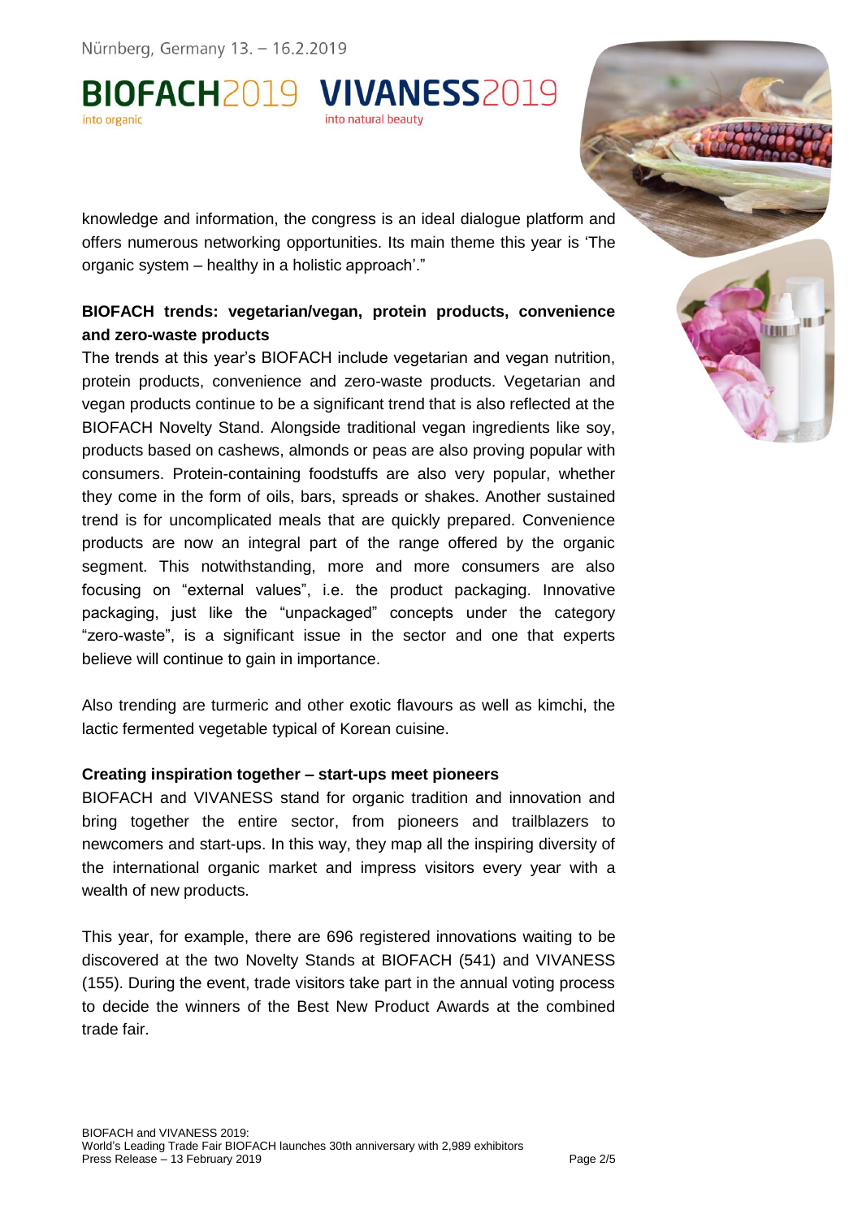knowledge and information, the congress is an ideal dialogue platform and offers numerous networking opportunities. Its main theme this year is 'The organic system – healthy in a holistic approach'."

**BIOFACH trends: vegetarian/vegan, protein products, convenience and zero-waste products**

The trends at this year's BIOFACH include vegetarian and vegan nutrition, protein products, convenience and zero-waste products. Vegetarian and vegan products continue to be a significant trend that is also reflected at the BIOFACH Novelty Stand. Alongside traditional vegan ingredients like soy, products based on cashews, almonds or peas are also proving popular with consumers. Protein-containing foodstuffs are also very popular, whether they come in the form of oils, bars, spreads or shakes. Another sustained trend is for uncomplicated meals that are quickly prepared. Convenience products are now an integral part of the range offered by the organic segment. This notwithstanding, more and more consumers are also focusing on "external values", i.e. the product packaging. Innovative packaging, just like the "unpackaged" concepts under the category "zero-waste", is a significant issue in the sector and one that experts believe will continue to gain in importance.

Also trending are turmeric and other exotic flavours as well as kimchi, the lactic fermented vegetable typical of Korean cuisine.

**Creating inspiration together – start-ups meet pioneers**

BIOFACH and VIVANESS stand for organic tradition and innovation and bring together the entire sector, from pioneers and trailblazers to newcomers and start-ups. In this way, they map all the inspiring diversity of the international organic market and impress visitors every year with a wealth of new products.

This year, for example, there are 696 registered innovations waiting to be discovered at the two Novelty Stands at BIOFACH (541) and VIVANESS (155). During the event, trade visitors take part in the annual voting process to decide the winners of the Best New Product Awards at the combined trade fair.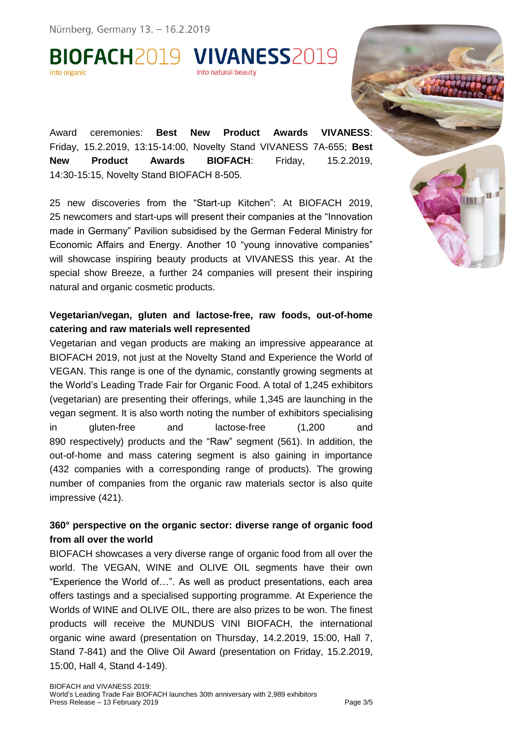Award ceremonies: **Best New Product Awards VIVANESS**: Friday, 15.2.2019, 13:15-14:00, Novelty Stand VIVANESS 7A-655; **Best New Product Awards BIOFACH**: Friday, 15.2.2019, 14:30-15:15, Novelty Stand BIOFACH 8-505.

25 new discoveries from the "Start-up Kitchen": At BIOFACH 2019, 25 newcomers and start-ups will present their companies at the "Innovation made in Germany" Pavilion subsidised by the German Federal Ministry for Economic Affairs and Energy. Another 10 "young innovative companies" will showcase inspiring beauty products at VIVANESS this year. At the special show Breeze, a further 24 companies will present their inspiring natural and organic cosmetic products.

**Vegetarian/vegan, gluten and lactose-free, raw foods, out-of-home catering and raw materials well represented**

Vegetarian and vegan products are making an impressive appearance at BIOFACH 2019, not just at the Novelty Stand and Experience the World of VEGAN. This range is one of the dynamic, constantly growing segments at the World's Leading Trade Fair for Organic Food. A total of 1,245 exhibitors (vegetarian) are presenting their offerings, while 1,345 are launching in the vegan segment. It is also worth noting the number of exhibitors specialising in gluten-free and lactose-free (1,200 and 890 respectively) products and the "Raw" segment (561). In addition, the out-of-home and mass catering segment is also gaining in importance (432 companies with a corresponding range of products). The growing number of companies from the organic raw materials sector is also quite impressive (421).

**360° perspective on the organic sector: diverse range of organic food from all over the world**

BIOFACH showcases a very diverse range of organic food from all over the world. The VEGAN, WINE and OLIVE OIL segments have their own "Experience the World of…". As well as product presentations, each area offers tastings and a specialised supporting programme. At Experience the Worlds of WINE and OLIVE OIL, there are also prizes to be won. The finest products will receive the MUNDUS VINI BIOFACH, the international organic wine award (presentation on Thursday, 14.2.2019, 15:00, Hall 7, Stand 7-841) and the Olive Oil Award (presentation on Friday, 15.2.2019, 15:00, Hall 4, Stand 4-149).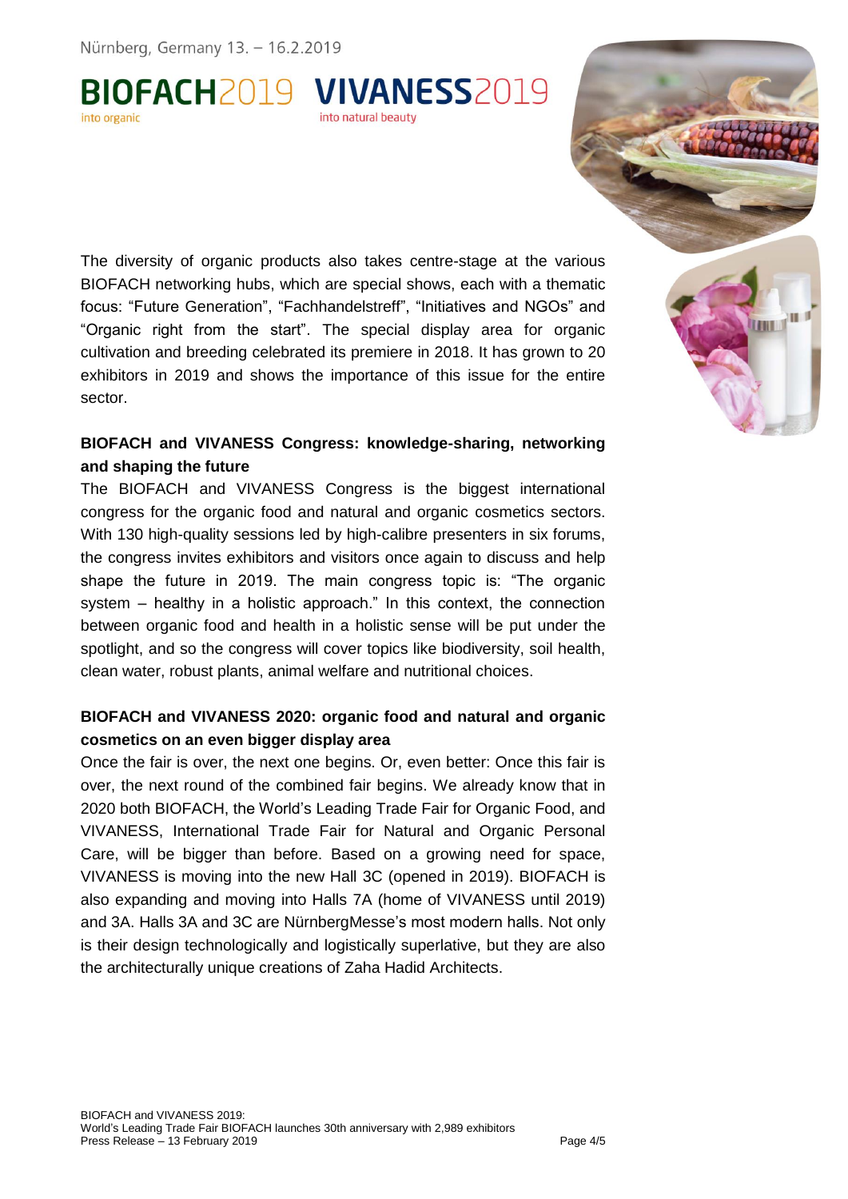The diversity of organic products also takes centre-stage at the various BIOFACH networking hubs, which are special shows, each with a thematic focus: "Future Generation", "Fachhandelstreff", "Initiatives and NGOs" and "Organic right from the start". The special display area for organic cultivation and breeding celebrated its premiere in 2018. It has grown to 20 exhibitors in 2019 and shows the importance of this issue for the entire sector.

**BIOFACH and VIVANESS Congress: knowledge-sharing, networking and shaping the future**

The BIOFACH and VIVANESS Congress is the biggest international congress for the organic food and natural and organic cosmetics sectors. With 130 high-quality sessions led by high-calibre presenters in six forums, the congress invites exhibitors and visitors once again to discuss and help shape the future in 2019. The main congress topic is: "The organic system – healthy in a holistic approach." In this context, the connection between organic food and health in a holistic sense will be put under the spotlight, and so the congress will cover topics like biodiversity, soil health, clean water, robust plants, animal welfare and nutritional choices.

**BIOFACH and VIVANESS 2020: organic food and natural and organic cosmetics on an even bigger display area**

Once the fair is over, the next one begins. Or, even better: Once this fair is over, the next round of the combined fair begins. We already know that in 2020 both BIOFACH, the World's Leading Trade Fair for Organic Food, and VIVANESS, International Trade Fair for Natural and Organic Personal Care, will be bigger than before. Based on a growing need for space, VIVANESS is moving into the new Hall 3C (opened in 2019). BIOFACH is also expanding and moving into Halls 7A (home of VIVANESS until 2019) and 3A. Halls 3A and 3C are NürnbergMesse's most modern halls. Not only is their design technologically and logistically superlative, but they are also the architecturally unique creations of Zaha Hadid Architects.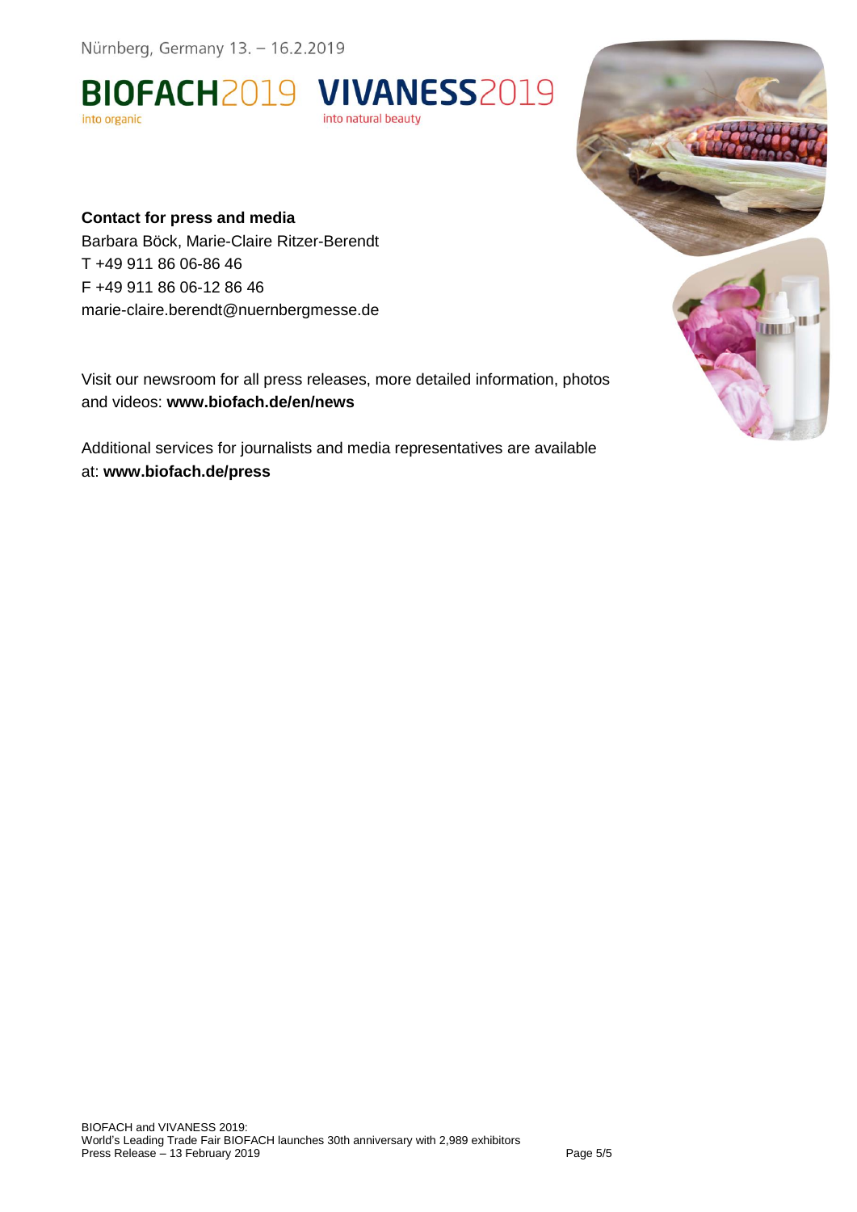**Contact for press and media**
Barbara Böck, Marie-Claire Ritzer-Berendt
T +49 911 86 06-86 46
F +49 911 86 06-12 86 46
marie-claire.berendt@nuernbergmesse.de

Visit our newsroom for all press releases, more detailed information, photos and videos: **www.biofach.de/en/news**

Additional services for journalists and media representatives are available at: **www.biofach.de/press**